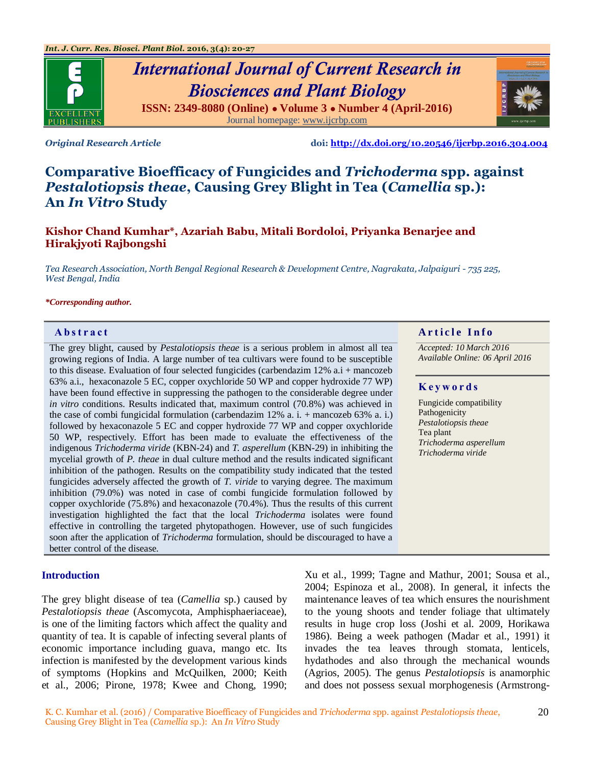Original Research Article

doi: http://dx.doi.org/10.20546/ijcrbp.2016.304.004

# Comparative Bioefficacy of Fungicides and *Trichoderma* spp. against *Pestalotiopsis theae*, Causing Grey Blight in Tea (*Camellia* sp.): An *In Vitro* Study

**Kishor Chand Kumhar*, Azariah Babu, Mitali Bordoloi, Priyanka Benarjee and Hirakjyoti Rajbongshi**

*Tea Research Association, North Bengal Regional Research & Development Centre, Nagrakata, Jalpaiguri - 735 225, West Bengal, India*

***Corresponding author.**

## Abstract

The grey blight, caused by *Pestalotiopsis theae* is a serious problem in almost all tea growing regions of India. A large number of tea cultivars were found to be susceptible to this disease. Evaluation of four selected fungicides (carbendazim 12% a.i + mancozeb 63% a.i., hexaconazole 5 EC, copper oxychloride 50 WP and copper hydroxide 77 WP) have been found effective in suppressing the pathogen to the considerable degree under *in vitro* conditions. Results indicated that, maximum control (70.8%) was achieved in the case of combi fungicidal formulation (carbendazim 12% a. i. + mancozeb 63% a. i.) followed by hexaconazole 5 EC and copper hydroxide 77 WP and copper oxychloride 50 WP, respectively. Effort has been made to evaluate the effectiveness of the indigenous *Trichoderma viride* (KBN-24) and *T. asperellum* (KBN-29) in inhibiting the mycelial growth of *P. theae* in dual culture method and the results indicated significant inhibition of the pathogen. Results on the compatibility study indicated that the tested fungicides adversely affected the growth of *T. viride* to varying degree. The maximum inhibition (79.0%) was noted in case of combi fungicide formulation followed by copper oxychloride (75.8%) and hexaconazole (70.4%). Thus the results of this current investigation highlighted the fact that the local *Trichoderma* isolates were found effective in controlling the targeted phytopathogen. However, use of such fungicides soon after the application of *Trichoderma* formulation, should be discouraged to have a better control of the disease.

## Article Info

*Accepted: 10 March 2016*
*Available Online: 06 April 2016*

## Keywords

Fungicide compatibility
Pathogenicity
*Pestalotiopsis theae*
Tea plant
*Trichoderma asperellum*
*Trichoderma viride*

## Introduction

The grey blight disease of tea (*Camellia* sp.) caused by *Pestalotiopsis theae* (Ascomycota, Amphisphaeriaceae), is one of the limiting factors which affect the quality and quantity of tea. It is capable of infecting several plants of economic importance including guava, mango etc. Its infection is manifested by the development various kinds of symptoms (Hopkins and McQuilken, 2000; Keith et al., 2006; Pirone, 1978; Kwee and Chong, 1990; Xu et al., 1999; Tagne and Mathur, 2001; Sousa et al., 2004; Espinoza et al., 2008). In general, it infects the maintenance leaves of tea which ensures the nourishment to the young shoots and tender foliage that ultimately results in huge crop loss (Joshi et al. 2009, Horikawa 1986). Being a week pathogen (Madar et al., 1991) it invades the tea leaves through stomata, lenticels, hydathodes and also through the mechanical wounds (Agrios, 2005). The genus *Pestalotiopsis* is anamorphic and does not possess sexual morphogenesis (Armstrong-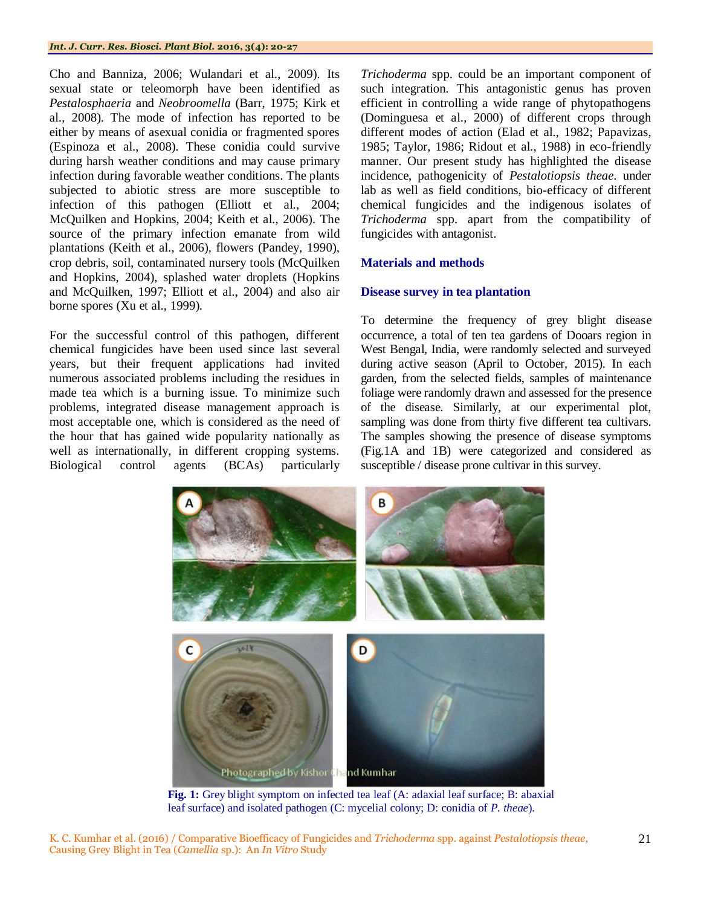Cho and Banniza, 2006; Wulandari et al., 2009). Its sexual state or teleomorph have been identified as *Pestalosphaeria* and *Neobroomella* (Barr, 1975; Kirk et al., 2008). The mode of infection has reported to be either by means of asexual conidia or fragmented spores (Espinoza et al., 2008). These conidia could survive during harsh weather conditions and may cause primary infection during favorable weather conditions. The plants subjected to abiotic stress are more susceptible to infection of this pathogen (Elliott et al., 2004; McQuilken and Hopkins, 2004; Keith et al., 2006). The source of the primary infection emanate from wild plantations (Keith et al., 2006), flowers (Pandey, 1990), crop debris, soil, contaminated nursery tools (McQuilken and Hopkins, 2004), splashed water droplets (Hopkins and McQuilken, 1997; Elliott et al., 2004) and also air borne spores (Xu et al., 1999).

For the successful control of this pathogen, different chemical fungicides have been used since last several years, but their frequent applications had invited numerous associated problems including the residues in made tea which is a burning issue. To minimize such problems, integrated disease management approach is most acceptable one, which is considered as the need of the hour that has gained wide popularity nationally as well as internationally, in different cropping systems. Biological control agents (BCAs) particularly *Trichoderma* spp. could be an important component of such integration. This antagonistic genus has proven efficient in controlling a wide range of phytopathogens (Dominguesa et al., 2000) of different crops through different modes of action (Elad et al., 1982; Papavizas, 1985; Taylor, 1986; Ridout et al., 1988) in eco-friendly manner. Our present study has highlighted the disease incidence, pathogenicity of *Pestalotiopsis theae*. under lab as well as field conditions, bio-efficacy of different chemical fungicides and the indigenous isolates of *Trichoderma* spp. apart from the compatibility of fungicides with antagonist.

## Materials and methods

### Disease survey in tea plantation

To determine the frequency of grey blight disease occurrence, a total of ten tea gardens of Dooars region in West Bengal, India, were randomly selected and surveyed during active season (April to October, 2015). In each garden, from the selected fields, samples of maintenance foliage were randomly drawn and assessed for the presence of the disease. Similarly, at our experimental plot, sampling was done from thirty five different tea cultivars. The samples showing the presence of disease symptoms (Fig.1A and 1B) were categorized and considered as susceptible / disease prone cultivar in this survey.

**Fig. 1:** Grey blight symptom on infected tea leaf (A: adaxial leaf surface; B: abaxial leaf surface) and isolated pathogen (C: mycelial colony; D: conidia of *P. theae*).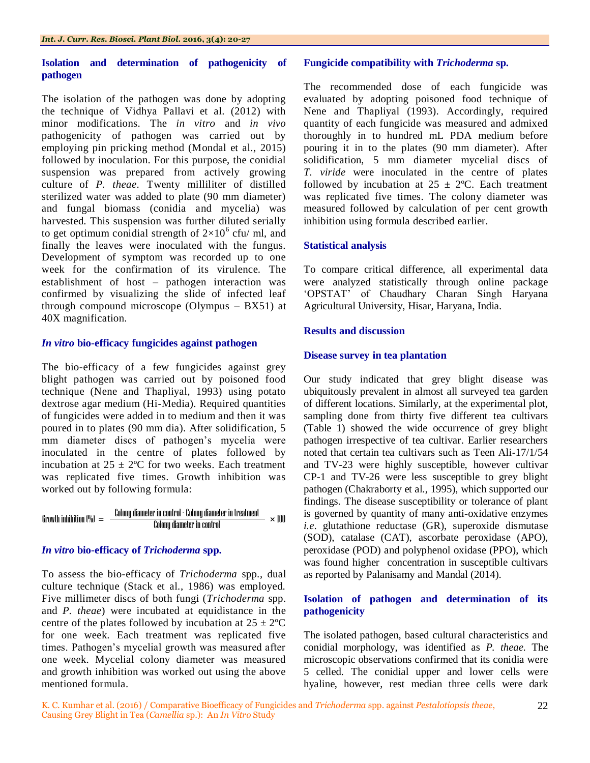### Isolation and determination of pathogenicity of pathogen

The isolation of the pathogen was done by adopting the technique of Vidhya Pallavi et al. (2012) with minor modifications. The *in vitro* and *in vivo* pathogenicity of pathogen was carried out by employing pin pricking method (Mondal et al., 2015) followed by inoculation. For this purpose, the conidial suspension was prepared from actively growing culture of *P. theae*. Twenty milliliter of distilled sterilized water was added to plate (90 mm diameter) and fungal biomass (conidia and mycelia) was harvested. This suspension was further diluted serially to get optimum conidial strength of $2\times10^6$ cfu/ ml, and finally the leaves were inoculated with the fungus. Development of symptom was recorded up to one week for the confirmation of its virulence. The establishment of host – pathogen interaction was confirmed by visualizing the slide of infected leaf through compound microscope (Olympus – BX51) at 40X magnification.

### *In vitro* bio-efficacy fungicides against pathogen

The bio-efficacy of a few fungicides against grey blight pathogen was carried out by poisoned food technique (Nene and Thapliyal, 1993) using potato dextrose agar medium (Hi-Media). Required quantities of fungicides were added in to medium and then it was poured in to plates (90 mm dia). After solidification, 5 mm diameter discs of pathogen's mycelia were inoculated in the centre of plates followed by incubation at 25 ± 2ºC for two weeks. Each treatment was replicated five times. Growth inhibition was worked out by following formula:

$$\text{Growth inhibition (\%)} = \frac{\text{Colony diameter in control} - \text{Colony diameter in treatment}}{\text{Colony diameter in control}} \times 100$$

### *In vitro* bio-efficacy of *Trichoderma* spp.

To assess the bio-efficacy of *Trichoderma* spp., dual culture technique (Stack et al., 1986) was employed. Five millimeter discs of both fungi (*Trichoderma* spp. and *P. theae*) were incubated at equidistance in the centre of the plates followed by incubation at 25 ± 2ºC for one week. Each treatment was replicated five times. Pathogen's mycelial growth was measured after one week. Mycelial colony diameter was measured and growth inhibition was worked out using the above mentioned formula.

### Fungicide compatibility with *Trichoderma* sp.

The recommended dose of each fungicide was evaluated by adopting poisoned food technique of Nene and Thapliyal (1993). Accordingly, required quantity of each fungicide was measured and admixed thoroughly in to hundred mL PDA medium before pouring it in to the plates (90 mm diameter). After solidification, 5 mm diameter mycelial discs of *T. viride* were inoculated in the centre of plates followed by incubation at 25 ± 2ºC. Each treatment was replicated five times. The colony diameter was measured followed by calculation of per cent growth inhibition using formula described earlier.

### Statistical analysis

To compare critical difference, all experimental data were analyzed statistically through online package 'OPSTAT' of Chaudhary Charan Singh Haryana Agricultural University, Hisar, Haryana, India.

## Results and discussion

### Disease survey in tea plantation

Our study indicated that grey blight disease was ubiquitously prevalent in almost all surveyed tea garden of different locations. Similarly, at the experimental plot, sampling done from thirty five different tea cultivars (Table 1) showed the wide occurrence of grey blight pathogen irrespective of tea cultivar. Earlier researchers noted that certain tea cultivars such as Teen Ali-17/1/54 and TV-23 were highly susceptible, however cultivar CP-1 and TV-26 were less susceptible to grey blight pathogen (Chakraborty et al., 1995), which supported our findings. The disease susceptibility or tolerance of plant is governed by quantity of many anti-oxidative enzymes *i.e*. glutathione reductase (GR), superoxide dismutase (SOD), catalase (CAT), ascorbate peroxidase (APO), peroxidase (POD) and polyphenol oxidase (PPO), which was found higher concentration in susceptible cultivars as reported by Palanisamy and Mandal (2014).

### Isolation of pathogen and determination of its pathogenicity

The isolated pathogen, based cultural characteristics and conidial morphology, was identified as *P. theae.* The microscopic observations confirmed that its conidia were 5 celled. The conidial upper and lower cells were hyaline, however, rest median three cells were dark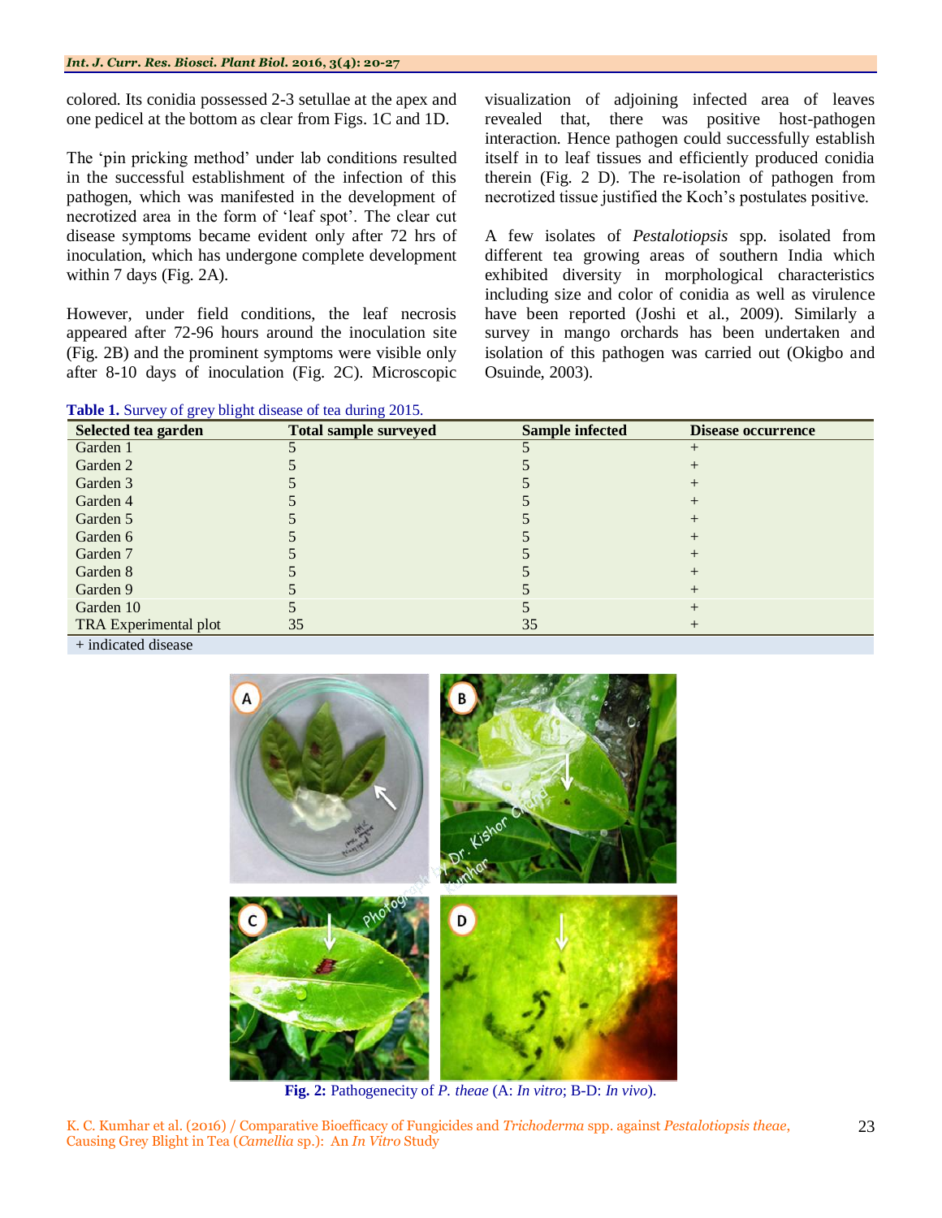colored. Its conidia possessed 2-3 setullae at the apex and one pedicel at the bottom as clear from Figs. 1C and 1D.

The 'pin pricking method' under lab conditions resulted in the successful establishment of the infection of this pathogen, which was manifested in the development of necrotized area in the form of 'leaf spot'. The clear cut disease symptoms became evident only after 72 hrs of inoculation, which has undergone complete development within 7 days (Fig. 2A).

However, under field conditions, the leaf necrosis appeared after 72-96 hours around the inoculation site (Fig. 2B) and the prominent symptoms were visible only after 8-10 days of inoculation (Fig. 2C). Microscopic visualization of adjoining infected area of leaves revealed that, there was positive host-pathogen interaction. Hence pathogen could successfully establish itself in to leaf tissues and efficiently produced conidia therein (Fig. 2 D). The re-isolation of pathogen from necrotized tissue justified the Koch's postulates positive.

A few isolates of *Pestalotiopsis* spp. isolated from different tea growing areas of southern India which exhibited diversity in morphological characteristics including size and color of conidia as well as virulence have been reported (Joshi et al., 2009). Similarly a survey in mango orchards has been undertaken and isolation of this pathogen was carried out (Okigbo and Osuinde, 2003).

**Table 1.** Survey of grey blight disease of tea during 2015.

| Selected tea garden | Total sample surveyed | Sample infected | Disease occurrence |
|---|---|---|---|
| Garden 1 | 5 | 5 | + |
| Garden 2 | 5 | 5 | + |
| Garden 3 | 5 | 5 | + |
| Garden 4 | 5 | 5 | + |
| Garden 5 | 5 | 5 | + |
| Garden 6 | 5 | 5 | + |
| Garden 7 | 5 | 5 | + |
| Garden 8 | 5 | 5 | + |
| Garden 9 | 5 | 5 | + |
| Garden 10 | 5 | 5 | + |
| TRA Experimental plot | 35 | 35 | + |

+ indicated disease

**Fig. 2:** Pathogenecity of *P. theae* (A: *In vitro*; B-D: *In vivo*).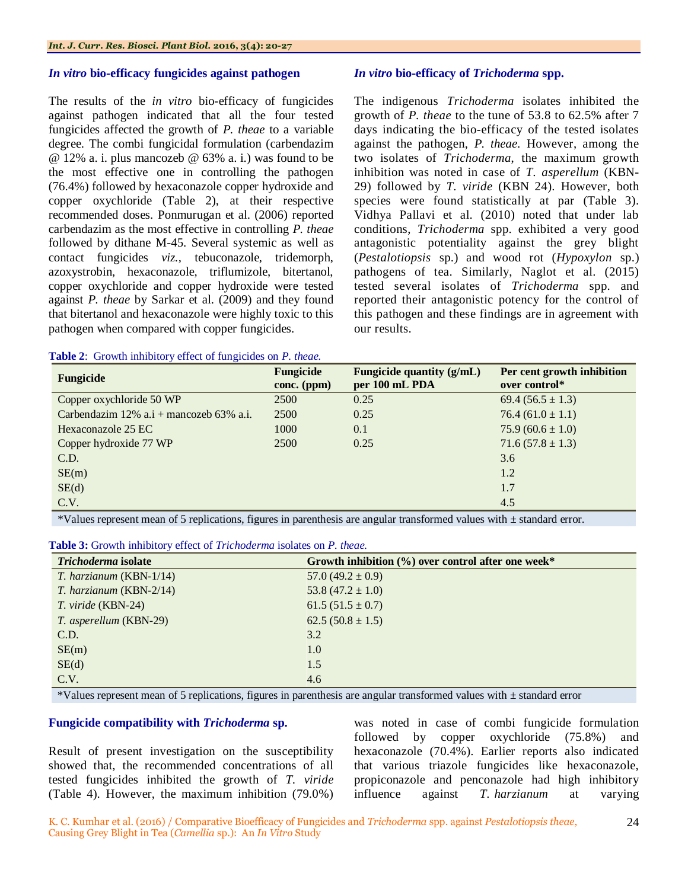### *In vitro* bio-efficacy fungicides against pathogen

The results of the *in vitro* bio-efficacy of fungicides against pathogen indicated that all the four tested fungicides affected the growth of *P. theae* to a variable degree. The combi fungicidal formulation (carbendazim @ 12% a. i. plus mancozeb @ 63% a. i.) was found to be the most effective one in controlling the pathogen (76.4%) followed by hexaconazole copper hydroxide and copper oxychloride (Table 2), at their respective recommended doses. Ponmurugan et al. (2006) reported carbendazim as the most effective in controlling *P. theae* followed by dithane M-45. Several systemic as well as contact fungicides *viz.*, tebuconazole, tridemorph, azoxystrobin, hexaconazole, triflumizole, bitertanol, copper oxychloride and copper hydroxide were tested against *P. theae* by Sarkar et al. (2009) and they found that bitertanol and hexaconazole were highly toxic to this pathogen when compared with copper fungicides.

### *In vitro* bio-efficacy of *Trichoderma* spp.

The indigenous *Trichoderma* isolates inhibited the growth of *P. theae* to the tune of 53.8 to 62.5% after 7 days indicating the bio-efficacy of the tested isolates against the pathogen, *P. theae.* However, among the two isolates of *Trichoderma*, the maximum growth inhibition was noted in case of *T. asperellum* (KBN-29) followed by *T. viride* (KBN 24). However, both species were found statistically at par (Table 3). Vidhya Pallavi et al. (2010) noted that under lab conditions, *Trichoderma* spp. exhibited a very good antagonistic potentiality against the grey blight (*Pestalotiopsis* sp.) and wood rot (*Hypoxylon* sp.) pathogens of tea. Similarly, Naglot et al. (2015) tested several isolates of *Trichoderma* spp. and reported their antagonistic potency for the control of this pathogen and these findings are in agreement with our results.

**Table 2**: Growth inhibitory effect of fungicides on *P. theae.*

| Fungicide | Fungicide conc. (ppm) | Fungicide quantity (g/mL) per 100 mL PDA | Per cent growth inhibition over control* |
|---|---|---|---|
| Copper oxychloride 50 WP | 2500 | 0.25 | 69.4 (56.5 ± 1.3) |
| Carbendazim 12% a.i + mancozeb 63% a.i. | 2500 | 0.25 | 76.4 (61.0 ± 1.1) |
| Hexaconazole 25 EC | 1000 | 0.1 | 75.9 (60.6 ± 1.0) |
| Copper hydroxide 77 WP | 2500 | 0.25 | 71.6 (57.8 ± 1.3) |
| C.D. | | | 3.6 |
| SE(m) | | | 1.2 |
| SE(d) | | | 1.7 |
| C.V. | | | 4.5 |

*Values represent mean of 5 replications, figures in parenthesis are angular transformed values with ± standard error.

**Table 3:** Growth inhibitory effect of *Trichoderma* isolates on *P. theae.*

| *Trichoderma* isolate | Growth inhibition (%) over control after one week* |
|---|---|
| *T. harzianum* (KBN-1/14) | 57.0 (49.2 ± 0.9) |
| *T. harzianum* (KBN-2/14) | 53.8 (47.2 ± 1.0) |
| *T. viride* (KBN-24) | 61.5 (51.5 ± 0.7) |
| *T. asperellum* (KBN-29) | 62.5 (50.8 ± 1.5) |
| C.D. | 3.2 |
| SE(m) | 1.0 |
| SE(d) | 1.5 |
| C.V. | 4.6 |

*Values represent mean of 5 replications, figures in parenthesis are angular transformed values with ± standard error

### Fungicide compatibility with *Trichoderma* sp.

Result of present investigation on the susceptibility showed that, the recommended concentrations of all tested fungicides inhibited the growth of *T. viride* (Table 4). However, the maximum inhibition (79.0%) was noted in case of combi fungicide formulation followed by copper oxychloride (75.8%) and hexaconazole (70.4%). Earlier reports also indicated that various triazole fungicides like hexaconazole, propiconazole and penconazole had high inhibitory influence against *T. harzianum* at varying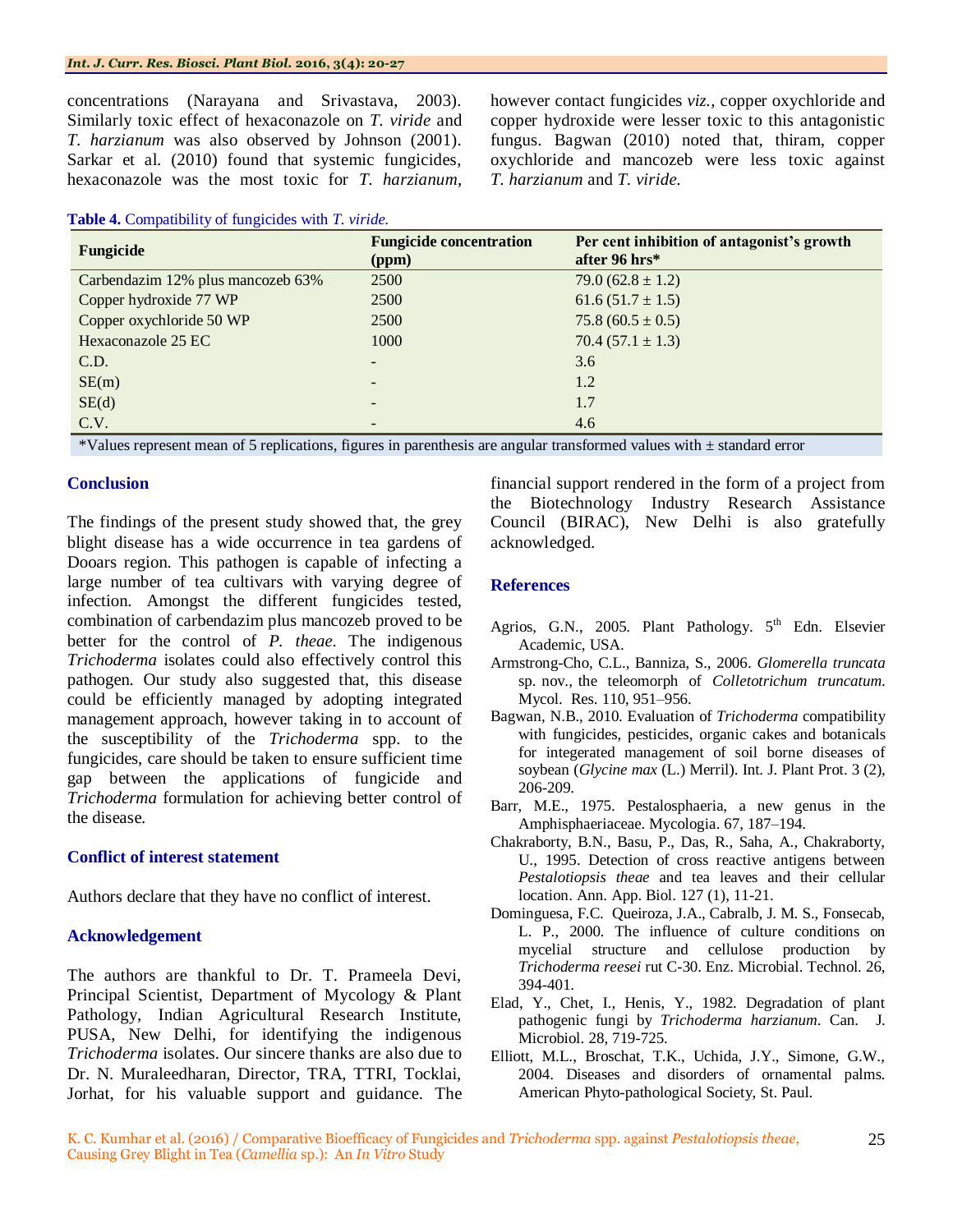concentrations (Narayana and Srivastava, 2003). Similarly toxic effect of hexaconazole on *T. viride* and *T. harzianum* was also observed by Johnson (2001). Sarkar et al. (2010) found that systemic fungicides, hexaconazole was the most toxic for *T. harzianum*, however contact fungicides *viz.*, copper oxychloride and copper hydroxide were lesser toxic to this antagonistic fungus. Bagwan (2010) noted that, thiram, copper oxychloride and mancozeb were less toxic against *T. harzianum* and *T. viride.*

**Table 4.** Compatibility of fungicides with *T. viride.*

| Fungicide | Fungicide concentration (ppm) | Per cent inhibition of antagonist's growth after 96 hrs* |
|---|---|---|
| Carbendazim 12% plus mancozeb 63% | 2500 | 79.0 (62.8 ± 1.2) |
| Copper hydroxide 77 WP | 2500 | 61.6 (51.7 ± 1.5) |
| Copper oxychloride 50 WP | 2500 | 75.8 (60.5 ± 0.5) |
| Hexaconazole 25 EC | 1000 | 70.4 (57.1 ± 1.3) |
| C.D. | - | 3.6 |
| SE(m) | - | 1.2 |
| SE(d) | - | 1.7 |
| C.V. | - | 4.6 |

*Values represent mean of 5 replications, figures in parenthesis are angular transformed values with ± standard error

## Conclusion

The findings of the present study showed that, the grey blight disease has a wide occurrence in tea gardens of Dooars region. This pathogen is capable of infecting a large number of tea cultivars with varying degree of infection. Amongst the different fungicides tested, combination of carbendazim plus mancozeb proved to be better for the control of *P. theae*. The indigenous *Trichoderma* isolates could also effectively control this pathogen. Our study also suggested that, this disease could be efficiently managed by adopting integrated management approach, however taking in to account of the susceptibility of the *Trichoderma* spp. to the fungicides, care should be taken to ensure sufficient time gap between the applications of fungicide and *Trichoderma* formulation for achieving better control of the disease.

## Conflict of interest statement

Authors declare that they have no conflict of interest.

## Acknowledgement

The authors are thankful to Dr. T. Prameela Devi, Principal Scientist, Department of Mycology & Plant Pathology, Indian Agricultural Research Institute, PUSA, New Delhi, for identifying the indigenous *Trichoderma* isolates. Our sincere thanks are also due to Dr. N. Muraleedharan, Director, TRA, TTRI, Tocklai, Jorhat, for his valuable support and guidance. The financial support rendered in the form of a project from the Biotechnology Industry Research Assistance Council (BIRAC), New Delhi is also gratefully acknowledged.

## References

Agrios, G.N., 2005. Plant Pathology. 5th Edn. Elsevier Academic, USA.

Armstrong-Cho, C.L., Banniza, S., 2006. *Glomerella truncata* sp. nov., the teleomorph of *Colletotrichum truncatum*. Mycol. Res. 110, 951–956.

Bagwan, N.B., 2010. Evaluation of *Trichoderma* compatibility with fungicides, pesticides, organic cakes and botanicals for integerated management of soil borne diseases of soybean (*Glycine max* (L.) Merril). Int. J. Plant Prot. 3 (2), 206-209.

Barr, M.E., 1975. Pestalosphaeria, a new genus in the Amphisphaeriaceae. Mycologia. 67, 187–194.

Chakraborty, B.N., Basu, P., Das, R., Saha, A., Chakraborty, U., 1995. Detection of cross reactive antigens between *Pestalotiopsis theae* and tea leaves and their cellular location. Ann. App. Biol. 127 (1), 11-21.

Dominguesa, F.C. Queiroza, J.A., Cabralb, J. M. S., Fonsecab, L. P., 2000. The influence of culture conditions on mycelial structure and cellulose production by *Trichoderma reesei* rut C-30. Enz. Microbial. Technol. 26, 394-401.

Elad, Y., Chet, I., Henis, Y., 1982. Degradation of plant pathogenic fungi by *Trichoderma harzianum*. Can. J. Microbiol. 28, 719-725.

Elliott, M.L., Broschat, T.K., Uchida, J.Y., Simone, G.W., 2004. Diseases and disorders of ornamental palms. American Phyto-pathological Society, St. Paul.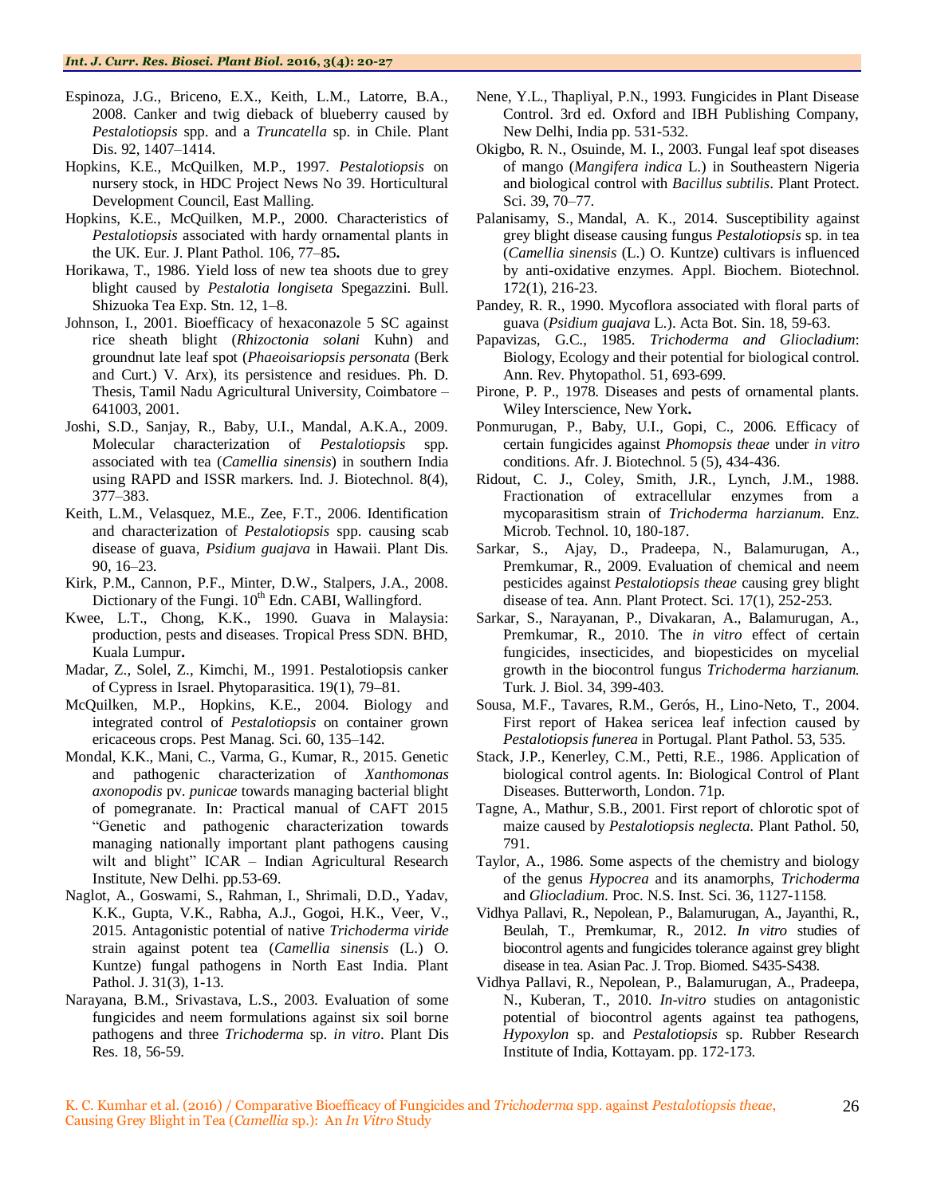Espinoza, J.G., Briceno, E.X., Keith, L.M., Latorre, B.A., 2008. Canker and twig dieback of blueberry caused by *Pestalotiopsis* spp. and a *Truncatella* sp. in Chile. Plant Dis. 92, 1407–1414.

Hopkins, K.E., McQuilken, M.P., 1997. *Pestalotiopsis* on nursery stock, in HDC Project News No 39. Horticultural Development Council, East Malling.

Hopkins, K.E., McQuilken, M.P., 2000. Characteristics of *Pestalotiopsis* associated with hardy ornamental plants in the UK. Eur. J. Plant Pathol. 106, 77–85**.**

Horikawa, T., 1986. Yield loss of new tea shoots due to grey blight caused by *Pestalotia longiseta* Spegazzini. Bull. Shizuoka Tea Exp. Stn. 12, 1–8.

Johnson, I., 2001. Bioefficacy of hexaconazole 5 SC against rice sheath blight (*Rhizoctonia solani* Kuhn) and groundnut late leaf spot (*Phaeoisariopsis personata* (Berk and Curt.) V. Arx), its persistence and residues. Ph. D. Thesis, Tamil Nadu Agricultural University, Coimbatore – 641003, 2001.

Joshi, S.D., Sanjay, R., Baby, U.I., Mandal, A.K.A., 2009. Molecular characterization of *Pestalotiopsis* spp. associated with tea (*Camellia sinensis*) in southern India using RAPD and ISSR markers. Ind. J. Biotechnol. 8(4), 377–383.

Keith, L.M., Velasquez, M.E., Zee, F.T., 2006. Identification and characterization of *Pestalotiopsis* spp. causing scab disease of guava, *Psidium guajava* in Hawaii. Plant Dis. 90, 16–23.

Kirk, P.M., Cannon, P.F., Minter, D.W., Stalpers, J.A., 2008. Dictionary of the Fungi. 10th Edn. CABI, Wallingford.

Kwee, L.T., Chong, K.K., 1990. Guava in Malaysia: production, pests and diseases. Tropical Press SDN. BHD, Kuala Lumpur**.**

Madar, Z., Solel, Z., Kimchi, M., 1991. Pestalotiopsis canker of Cypress in Israel. Phytoparasitica. 19(1), 79–81.

McQuilken, M.P., Hopkins, K.E., 2004. Biology and integrated control of *Pestalotiopsis* on container grown ericaceous crops. Pest Manag. Sci. 60, 135–142.

Mondal, K.K., Mani, C., Varma, G., Kumar, R., 2015. Genetic and pathogenic characterization of *Xanthomonas axonopodis* pv. *punicae* towards managing bacterial blight of pomegranate. In: Practical manual of CAFT 2015 "Genetic and pathogenic characterization towards managing nationally important plant pathogens causing wilt and blight" ICAR – Indian Agricultural Research Institute, New Delhi. pp.53-69.

Naglot, A., Goswami, S., Rahman, I., Shrimali, D.D., Yadav, K.K., Gupta, V.K., Rabha, A.J., Gogoi, H.K., Veer, V., 2015. Antagonistic potential of native *Trichoderma viride* strain against potent tea (*Camellia sinensis* (L.) O. Kuntze) fungal pathogens in North East India. Plant Pathol. J. 31(3), 1-13.

Narayana, B.M., Srivastava, L.S., 2003. Evaluation of some fungicides and neem formulations against six soil borne pathogens and three *Trichoderma* sp. *in vitro*. Plant Dis Res. 18, 56-59.

Nene, Y.L., Thapliyal, P.N., 1993. Fungicides in Plant Disease Control. 3rd ed. Oxford and IBH Publishing Company, New Delhi, India pp. 531-532.

Okigbo, R. N., Osuinde, M. I., 2003. Fungal leaf spot diseases of mango (*Mangifera indica* L.) in Southeastern Nigeria and biological control with *Bacillus subtilis*. Plant Protect. Sci. 39, 70–77.

Palanisamy, S., Mandal, A. K., 2014. Susceptibility against grey blight disease causing fungus *Pestalotiopsis* sp. in tea (*Camellia sinensis* (L.) O. Kuntze) cultivars is influenced by anti-oxidative enzymes. Appl. Biochem. Biotechnol. 172(1), 216-23.

Pandey, R. R., 1990. Mycoflora associated with floral parts of guava (*Psidium guajava* L.). Acta Bot. Sin. 18, 59-63.

Papavizas, G.C., 1985. *Trichoderma and Gliocladium*: Biology, Ecology and their potential for biological control. Ann. Rev. Phytopathol. 51, 693-699.

Pirone, P. P., 1978. Diseases and pests of ornamental plants. Wiley Interscience, New York**.**

Ponmurugan, P., Baby, U.I., Gopi, C., 2006. Efficacy of certain fungicides against *Phomopsis theae* under *in vitro* conditions. Afr. J. Biotechnol. 5 (5), 434-436.

Ridout, C. J., Coley, Smith, J.R., Lynch, J.M., 1988. Fractionation of extracellular enzymes from a mycoparasitism strain of *Trichoderma harzianum*. Enz. Microb. Technol. 10, 180-187.

Sarkar, S., Ajay, D., Pradeepa, N., Balamurugan, A., Premkumar, R., 2009. Evaluation of chemical and neem pesticides against *Pestalotiopsis theae* causing grey blight disease of tea. Ann. Plant Protect. Sci. 17(1), 252-253.

Sarkar, S., Narayanan, P., Divakaran, A., Balamurugan, A., Premkumar, R., 2010. The *in vitro* effect of certain fungicides, insecticides, and biopesticides on mycelial growth in the biocontrol fungus *Trichoderma harzianum.* Turk. J. Biol. 34, 399-403.

Sousa, M.F., Tavares, R.M., Gerós, H., Lino-Neto, T., 2004. First report of Hakea sericea leaf infection caused by *Pestalotiopsis funerea* in Portugal. Plant Pathol. 53, 535.

Stack, J.P., Kenerley, C.M., Petti, R.E., 1986. Application of biological control agents. In: Biological Control of Plant Diseases. Butterworth, London. 71p.

Tagne, A., Mathur, S.B., 2001. First report of chlorotic spot of maize caused by *Pestalotiopsis neglecta*. Plant Pathol. 50, 791.

Taylor, A., 1986. Some aspects of the chemistry and biology of the genus *Hypocrea* and its anamorphs, *Trichoderma* and *Gliocladium*. Proc. N.S. Inst. Sci. 36, 1127-1158.

Vidhya Pallavi, R., Nepolean, P., Balamurugan, A., Jayanthi, R., Beulah, T., Premkumar, R., 2012. *In vitro* studies of biocontrol agents and fungicides tolerance against grey blight disease in tea. Asian Pac. J. Trop. Biomed. S435-S438.

Vidhya Pallavi, R., Nepolean, P., Balamurugan, A., Pradeepa, N., Kuberan, T., 2010. *In-vitro* studies on antagonistic potential of biocontrol agents against tea pathogens, *Hypoxylon* sp. and *Pestalotiopsis* sp. Rubber Research Institute of India, Kottayam. pp. 172-173.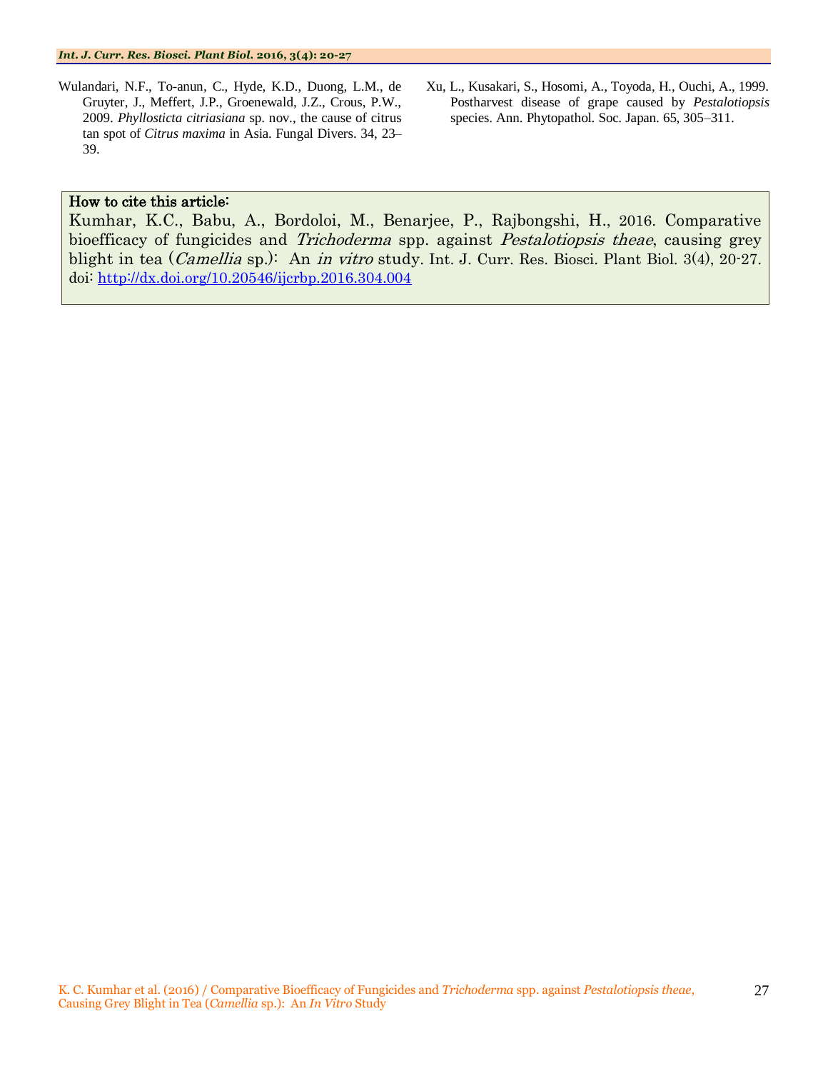Wulandari, N.F., To-anun, C., Hyde, K.D., Duong, L.M., de Gruyter, J., Meffert, J.P., Groenewald, J.Z., Crous, P.W., 2009. *Phyllosticta citriasiana* sp. nov., the cause of citrus tan spot of *Citrus maxima* in Asia. Fungal Divers. 34, 23–39.

Xu, L., Kusakari, S., Hosomi, A., Toyoda, H., Ouchi, A., 1999. Postharvest disease of grape caused by *Pestalotiopsis* species. Ann. Phytopathol. Soc. Japan. 65, 305–311.

**How to cite this article:**

Kumhar, K.C., Babu, A., Bordoloi, M., Benarjee, P., Rajbongshi, H., 2016. Comparative bioefficacy of fungicides and *Trichoderma* spp. against *Pestalotiopsis theae*, causing grey blight in tea (*Camellia* sp.): An *in vitro* study. Int. J. Curr. Res. Biosci. Plant Biol. 3(4), 20-27. doi: http://dx.doi.org/10.20546/ijcrbp.2016.304.004